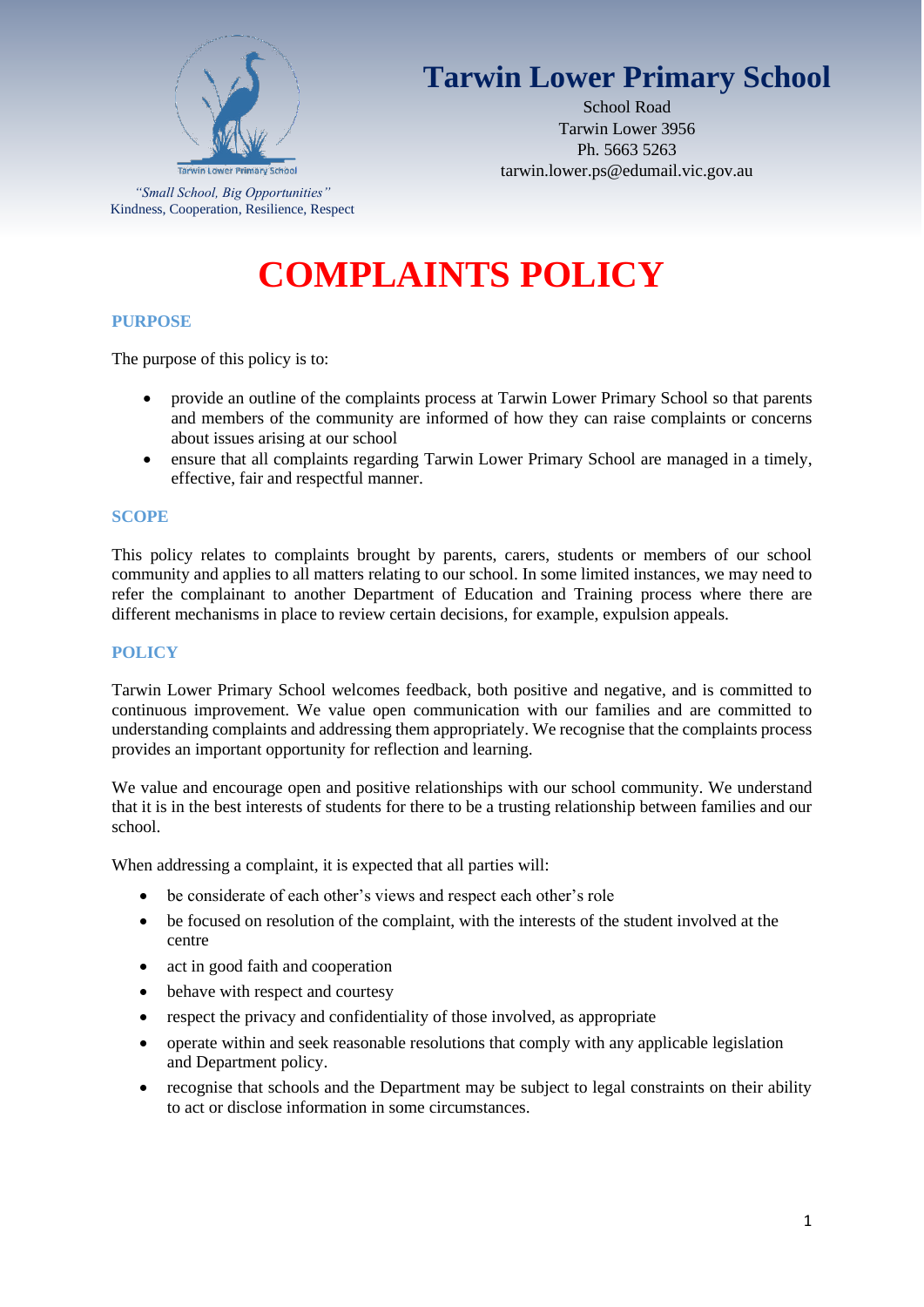Tarwin Lower Primary School

*"Small School, Big Opportunities"*
Kindness, Cooperation, Resilience, Respect

# Tarwin Lower Primary School

School Road
Tarwin Lower 3956
Ph. 5663 5263
tarwin.lower.ps@edumail.vic.gov.au

# COMPLAINTS POLICY

## PURPOSE

The purpose of this policy is to:

- provide an outline of the complaints process at Tarwin Lower Primary School so that parents and members of the community are informed of how they can raise complaints or concerns about issues arising at our school
- ensure that all complaints regarding Tarwin Lower Primary School are managed in a timely, effective, fair and respectful manner.

## SCOPE

This policy relates to complaints brought by parents, carers, students or members of our school community and applies to all matters relating to our school. In some limited instances, we may need to refer the complainant to another Department of Education and Training process where there are different mechanisms in place to review certain decisions, for example, expulsion appeals.

## POLICY

Tarwin Lower Primary School welcomes feedback, both positive and negative, and is committed to continuous improvement. We value open communication with our families and are committed to understanding complaints and addressing them appropriately. We recognise that the complaints process provides an important opportunity for reflection and learning.

We value and encourage open and positive relationships with our school community. We understand that it is in the best interests of students for there to be a trusting relationship between families and our school.

When addressing a complaint, it is expected that all parties will:

- be considerate of each other's views and respect each other's role
- be focused on resolution of the complaint, with the interests of the student involved at the centre
- act in good faith and cooperation
- behave with respect and courtesy
- respect the privacy and confidentiality of those involved, as appropriate
- operate within and seek reasonable resolutions that comply with any applicable legislation and Department policy.
- recognise that schools and the Department may be subject to legal constraints on their ability to act or disclose information in some circumstances.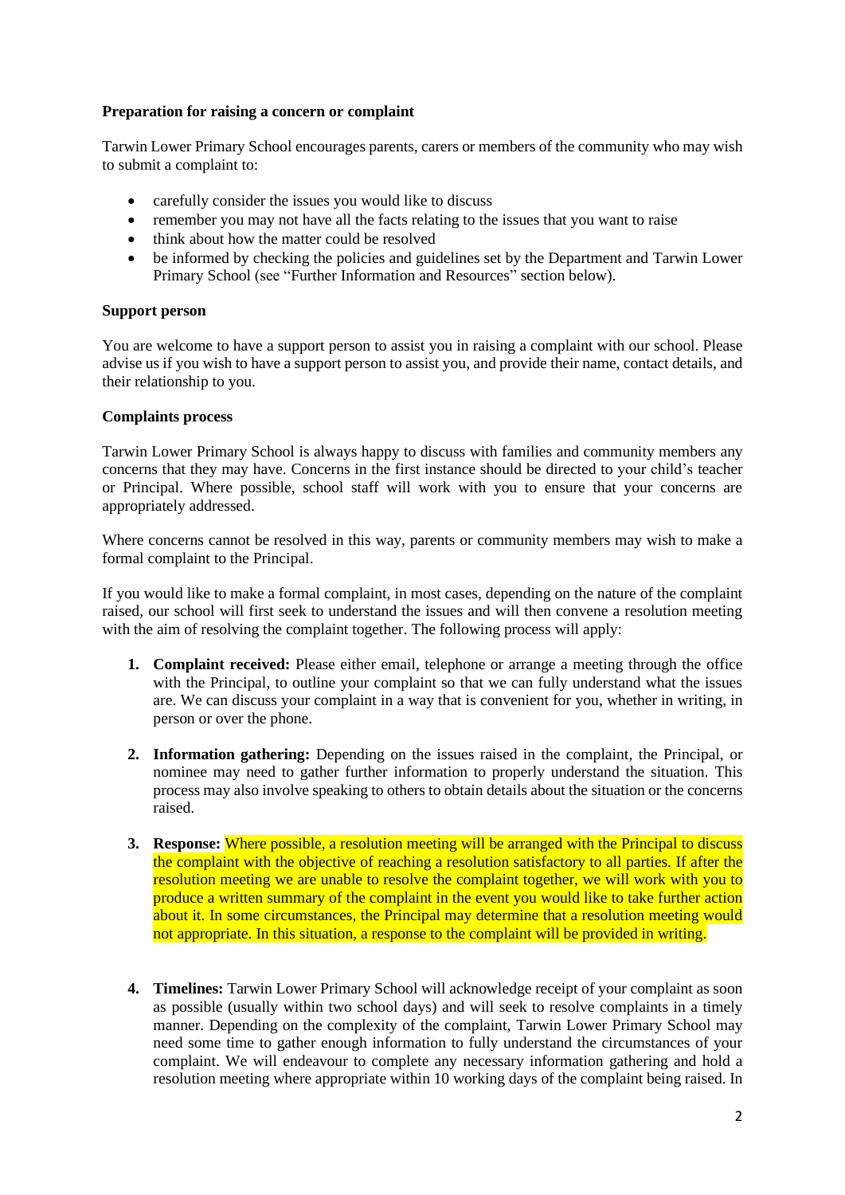**Preparation for raising a concern or complaint**

Tarwin Lower Primary School encourages parents, carers or members of the community who may wish to submit a complaint to:

- carefully consider the issues you would like to discuss
- remember you may not have all the facts relating to the issues that you want to raise
- think about how the matter could be resolved
- be informed by checking the policies and guidelines set by the Department and Tarwin Lower Primary School (see "Further Information and Resources" section below).

**Support person**

You are welcome to have a support person to assist you in raising a complaint with our school. Please advise us if you wish to have a support person to assist you, and provide their name, contact details, and their relationship to you.

**Complaints process**

Tarwin Lower Primary School is always happy to discuss with families and community members any concerns that they may have. Concerns in the first instance should be directed to your child's teacher or Principal. Where possible, school staff will work with you to ensure that your concerns are appropriately addressed.

Where concerns cannot be resolved in this way, parents or community members may wish to make a formal complaint to the Principal.

If you would like to make a formal complaint, in most cases, depending on the nature of the complaint raised, our school will first seek to understand the issues and will then convene a resolution meeting with the aim of resolving the complaint together. The following process will apply:

1. **Complaint received:** Please either email, telephone or arrange a meeting through the office with the Principal, to outline your complaint so that we can fully understand what the issues are. We can discuss your complaint in a way that is convenient for you, whether in writing, in person or over the phone.

2. **Information gathering:** Depending on the issues raised in the complaint, the Principal, or nominee may need to gather further information to properly understand the situation. This process may also involve speaking to others to obtain details about the situation or the concerns raised.

3. **Response:** Where possible, a resolution meeting will be arranged with the Principal to discuss the complaint with the objective of reaching a resolution satisfactory to all parties. If after the resolution meeting we are unable to resolve the complaint together, we will work with you to produce a written summary of the complaint in the event you would like to take further action about it. In some circumstances, the Principal may determine that a resolution meeting would not appropriate. In this situation, a response to the complaint will be provided in writing.

4. **Timelines:** Tarwin Lower Primary School will acknowledge receipt of your complaint as soon as possible (usually within two school days) and will seek to resolve complaints in a timely manner. Depending on the complexity of the complaint, Tarwin Lower Primary School may need some time to gather enough information to fully understand the circumstances of your complaint. We will endeavour to complete any necessary information gathering and hold a resolution meeting where appropriate within 10 working days of the complaint being raised. In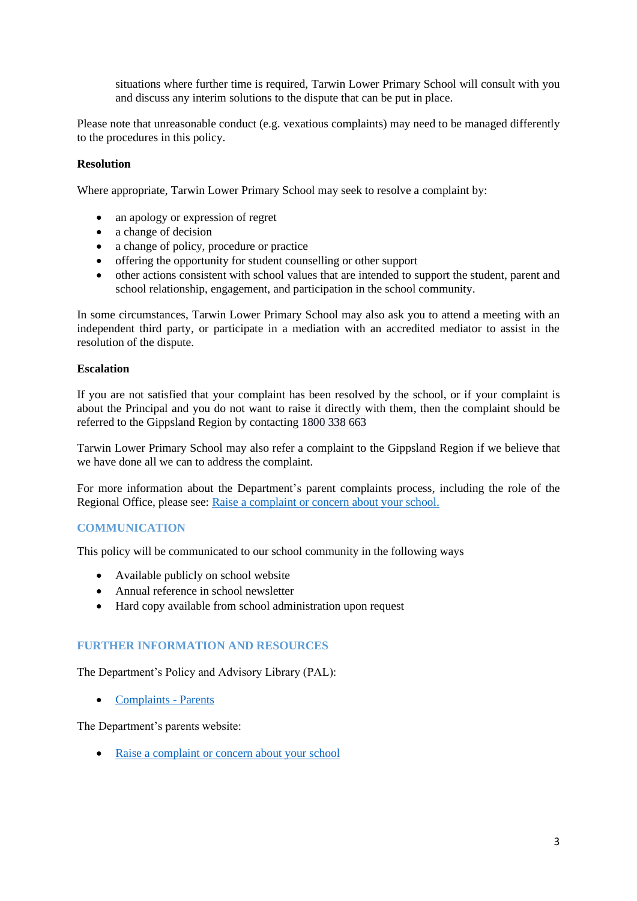situations where further time is required, Tarwin Lower Primary School will consult with you and discuss any interim solutions to the dispute that can be put in place.

Please note that unreasonable conduct (e.g. vexatious complaints) may need to be managed differently to the procedures in this policy.

**Resolution**

Where appropriate, Tarwin Lower Primary School may seek to resolve a complaint by:

- an apology or expression of regret
- a change of decision
- a change of policy, procedure or practice
- offering the opportunity for student counselling or other support
- other actions consistent with school values that are intended to support the student, parent and school relationship, engagement, and participation in the school community.

In some circumstances, Tarwin Lower Primary School may also ask you to attend a meeting with an independent third party, or participate in a mediation with an accredited mediator to assist in the resolution of the dispute.

**Escalation**

If you are not satisfied that your complaint has been resolved by the school, or if your complaint is about the Principal and you do not want to raise it directly with them, then the complaint should be referred to the Gippsland Region by contacting 1800 338 663

Tarwin Lower Primary School may also refer a complaint to the Gippsland Region if we believe that we have done all we can to address the complaint.

For more information about the Department's parent complaints process, including the role of the Regional Office, please see: [Raise a complaint or concern about your school.]()

## COMMUNICATION

This policy will be communicated to our school community in the following ways

- Available publicly on school website
- Annual reference in school newsletter
- Hard copy available from school administration upon request

## FURTHER INFORMATION AND RESOURCES

The Department's Policy and Advisory Library (PAL):

- [Complaints - Parents]()

The Department's parents website:

- [Raise a complaint or concern about your school]()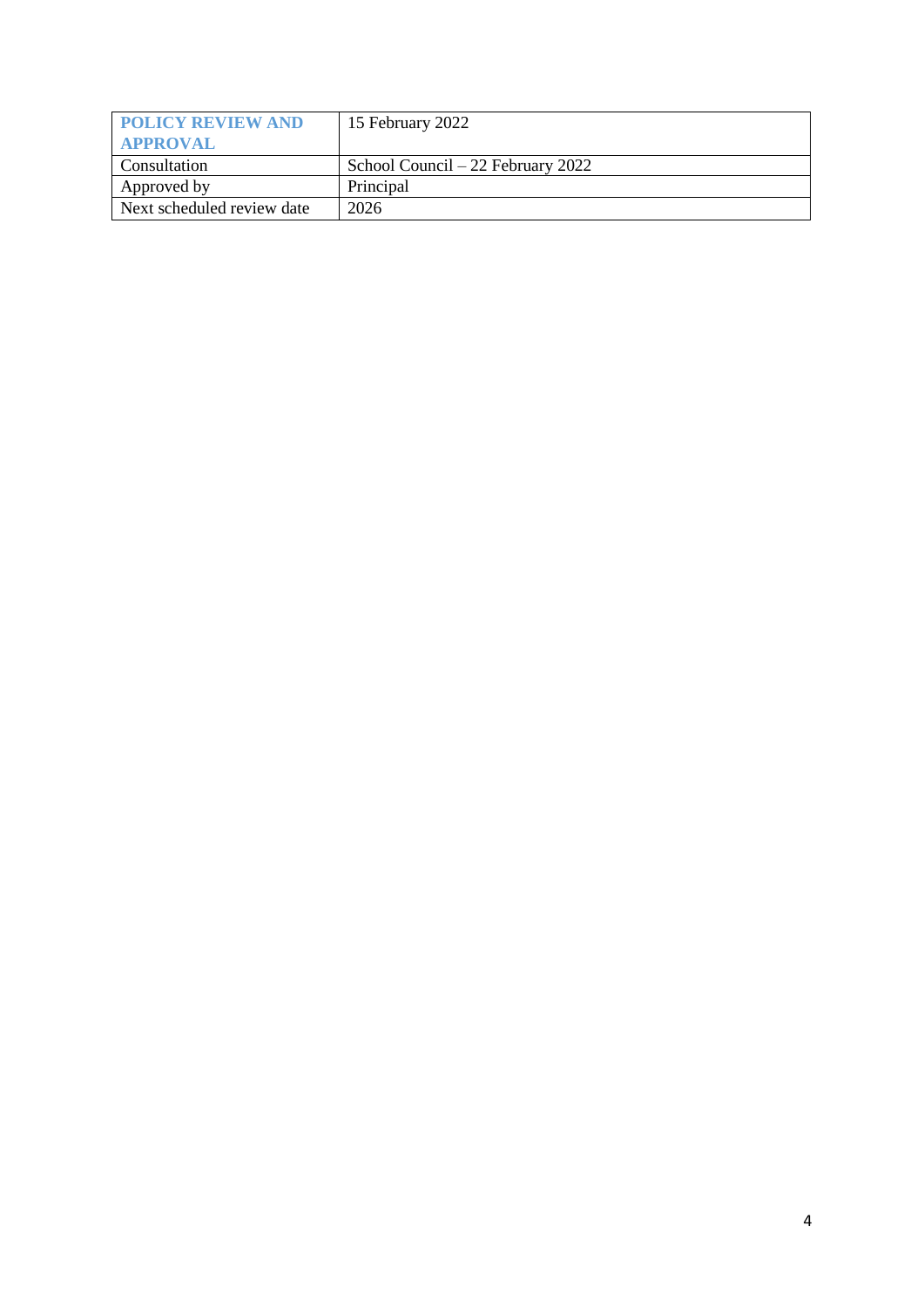| **POLICY REVIEW AND APPROVAL** | 15 February 2022 |
| --- | --- |
| Consultation | School Council – 22 February 2022 |
| Approved by | Principal |
| Next scheduled review date | 2026 |